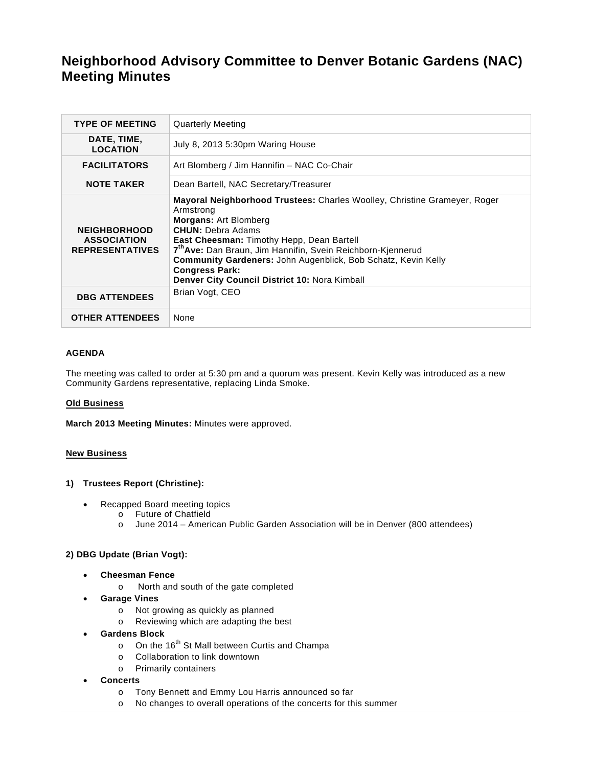# Neighborhood Advisory Committee to Denver Botanic Gardens (NAC) Meeting Minutes

| | |
|---|---|
| **TYPE OF MEETING** | Quarterly Meeting |
| **DATE, TIME, LOCATION** | July 8, 2013 5:30pm Waring House |
| **FACILITATORS** | Art Blomberg / Jim Hannifin – NAC Co-Chair |
| **NOTE TAKER** | Dean Bartell, NAC Secretary/Treasurer |
| **NEIGHBORHOOD ASSOCIATION REPRESENTATIVES** | **Mayoral Neighborhood Trustees:** Charles Woolley, Christine Grameyer, Roger Armstrong<br>**Morgans:** Art Blomberg<br>**CHUN:** Debra Adams<br>**East Cheesman:** Timothy Hepp, Dean Bartell<br>**7th Ave:** Dan Braun, Jim Hannifin, Svein Reichborn-Kjennerud<br>**Community Gardeners:** John Augenblick, Bob Schatz, Kevin Kelly<br>**Congress Park:**<br>**Denver City Council District 10:** Nora Kimball |
| **DBG ATTENDEES** | Brian Vogt, CEO |
| **OTHER ATTENDEES** | None |

**AGENDA**

The meeting was called to order at 5:30 pm and a quorum was present. Kevin Kelly was introduced as a new Community Gardens representative, replacing Linda Smoke.

**Old Business**

**March 2013 Meeting Minutes:** Minutes were approved.

**New Business**

**1) Trustees Report (Christine):**

- Recapped Board meeting topics
  - Future of Chatfield
  - June 2014 – American Public Garden Association will be in Denver (800 attendees)

**2) DBG Update (Brian Vogt):**

- **Cheesman Fence**
  - North and south of the gate completed
- **Garage Vines**
  - Not growing as quickly as planned
  - Reviewing which are adapting the best
- **Gardens Block**
  - On the 16th St Mall between Curtis and Champa
  - Collaboration to link downtown
  - Primarily containers
- **Concerts**
  - Tony Bennett and Emmy Lou Harris announced so far
  - No changes to overall operations of the concerts for this summer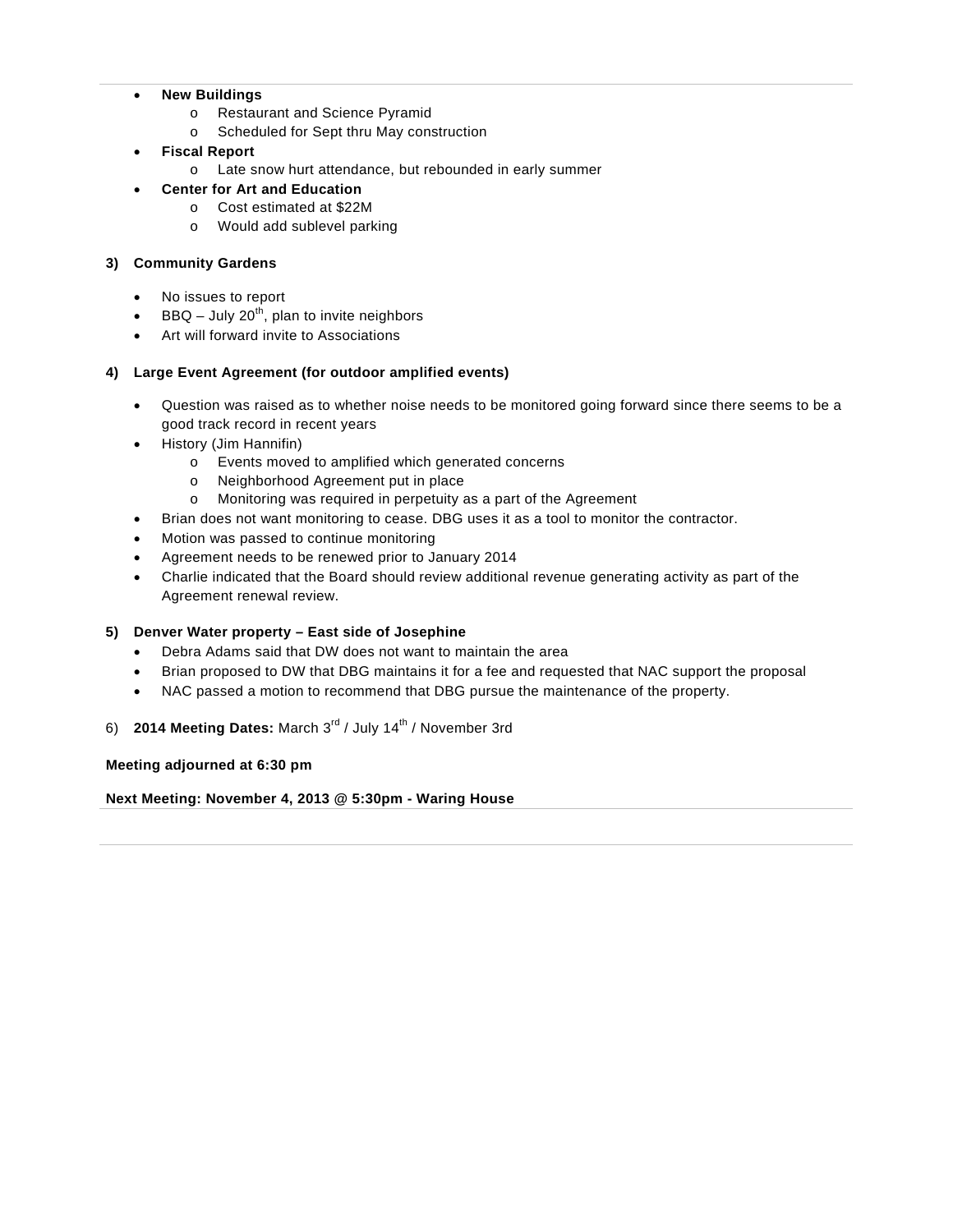- **New Buildings**
  - Restaurant and Science Pyramid
  - Scheduled for Sept thru May construction
- **Fiscal Report**
  - Late snow hurt attendance, but rebounded in early summer
- **Center for Art and Education**
  - Cost estimated at $22M
  - Would add sublevel parking

**3) Community Gardens**

- No issues to report
- BBQ – July 20th, plan to invite neighbors
- Art will forward invite to Associations

**4) Large Event Agreement (for outdoor amplified events)**

- Question was raised as to whether noise needs to be monitored going forward since there seems to be a good track record in recent years
- History (Jim Hannifin)
  - Events moved to amplified which generated concerns
  - Neighborhood Agreement put in place
  - Monitoring was required in perpetuity as a part of the Agreement
- Brian does not want monitoring to cease. DBG uses it as a tool to monitor the contractor.
- Motion was passed to continue monitoring
- Agreement needs to be renewed prior to January 2014
- Charlie indicated that the Board should review additional revenue generating activity as part of the Agreement renewal review.

**5) Denver Water property – East side of Josephine**

- Debra Adams said that DW does not want to maintain the area
- Brian proposed to DW that DBG maintains it for a fee and requested that NAC support the proposal
- NAC passed a motion to recommend that DBG pursue the maintenance of the property.

6) **2014 Meeting Dates:** March 3rd / July 14th / November 3rd

**Meeting adjourned at 6:30 pm**

**Next Meeting: November 4, 2013 @ 5:30pm - Waring House**